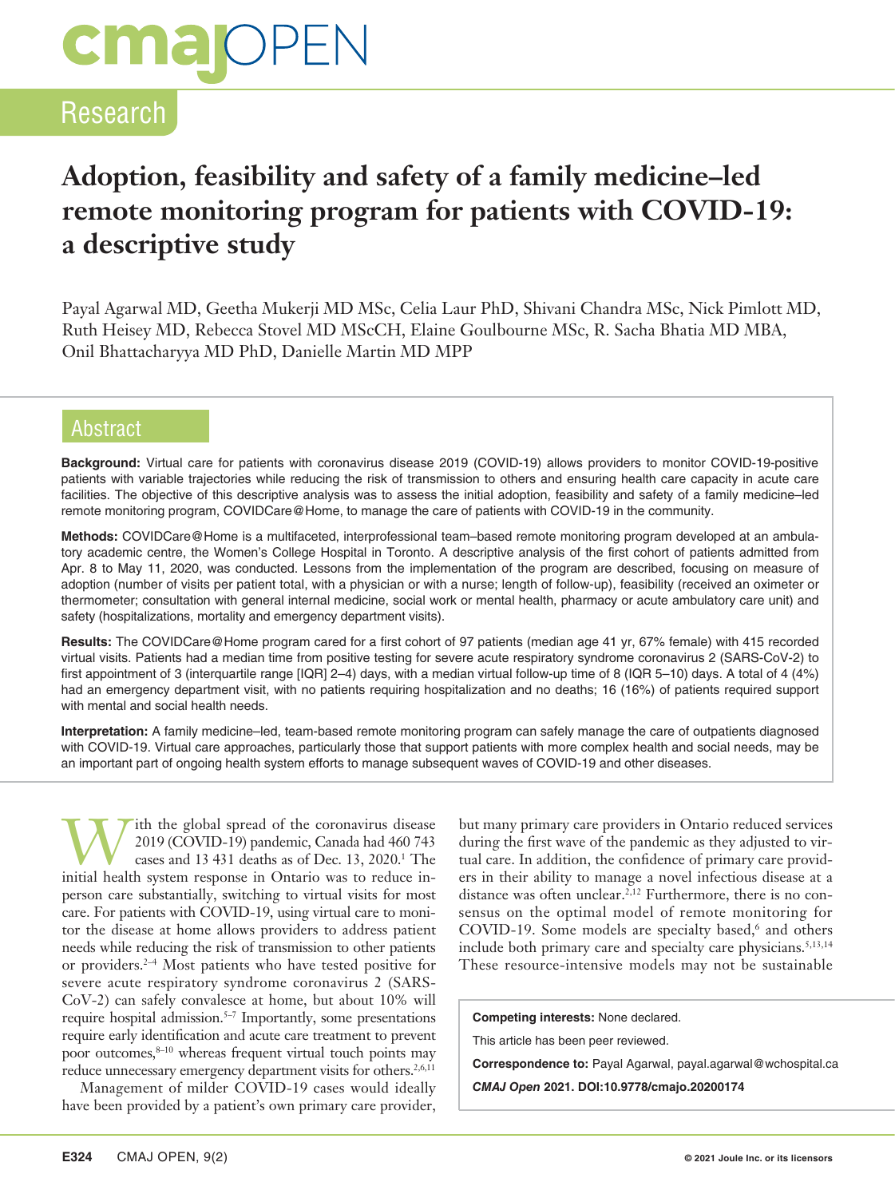# Adoption, feasibility and safety of a family medicine–led remote monitoring program for patients with COVID-19: a descriptive study

Payal Agarwal MD, Geetha Mukerji MD MSc, Celia Laur PhD, Shivani Chandra MSc, Nick Pimlott MD, Ruth Heisey MD, Rebecca Stovel MD MScCH, Elaine Goulbourne MSc, R. Sacha Bhatia MD MBA, Onil Bhattacharyya MD PhD, Danielle Martin MD MPP

## Abstract

**Background:** Virtual care for patients with coronavirus disease 2019 (COVID-19) allows providers to monitor COVID-19-positive patients with variable trajectories while reducing the risk of transmission to others and ensuring health care capacity in acute care facilities. The objective of this descriptive analysis was to assess the initial adoption, feasibility and safety of a family medicine–led remote monitoring program, COVIDCare@Home, to manage the care of patients with COVID-19 in the community.

**Methods:** COVIDCare@Home is a multifaceted, interprofessional team–based remote monitoring program developed at an ambulatory academic centre, the Women's College Hospital in Toronto. A descriptive analysis of the first cohort of patients admitted from Apr. 8 to May 11, 2020, was conducted. Lessons from the implementation of the program are described, focusing on measure of adoption (number of visits per patient total, with a physician or with a nurse; length of follow-up), feasibility (received an oximeter or thermometer; consultation with general internal medicine, social work or mental health, pharmacy or acute ambulatory care unit) and safety (hospitalizations, mortality and emergency department visits).

**Results:** The COVIDCare@Home program cared for a first cohort of 97 patients (median age 41 yr, 67% female) with 415 recorded virtual visits. Patients had a median time from positive testing for severe acute respiratory syndrome coronavirus 2 (SARS-CoV-2) to first appointment of 3 (interquartile range [IQR] 2–4) days, with a median virtual follow-up time of 8 (IQR 5–10) days. A total of 4 (4%) had an emergency department visit, with no patients requiring hospitalization and no deaths; 16 (16%) of patients required support with mental and social health needs.

**Interpretation:** A family medicine–led, team-based remote monitoring program can safely manage the care of outpatients diagnosed with COVID-19. Virtual care approaches, particularly those that support patients with more complex health and social needs, may be an important part of ongoing health system efforts to manage subsequent waves of COVID-19 and other diseases.

With the global spread of the coronavirus disease 2019 (COVID-19) pandemic, Canada had 460 743 cases and 13 431 deaths as of Dec. 13, 2020.[1] The initial health system response in Ontario was to reduce in-person care substantially, switching to virtual visits for most care. For patients with COVID-19, using virtual care to monitor the disease at home allows providers to address patient needs while reducing the risk of transmission to other patients or providers.[2–4] Most patients who have tested positive for severe acute respiratory syndrome coronavirus 2 (SARS-CoV-2) can safely convalesce at home, but about 10% will require hospital admission.[5–7] Importantly, some presentations require early identification and acute care treatment to prevent poor outcomes,[8–10] whereas frequent virtual touch points may reduce unnecessary emergency department visits for others.[2,6,11]

Management of milder COVID-19 cases would ideally have been provided by a patient's own primary care provider, but many primary care providers in Ontario reduced services during the first wave of the pandemic as they adjusted to virtual care. In addition, the confidence of primary care providers in their ability to manage a novel infectious disease at a distance was often unclear.[2,12] Furthermore, there is no consensus on the optimal model of remote monitoring for COVID-19. Some models are specialty based,[6] and others include both primary care and specialty care physicians.[5,13,14] These resource-intensive models may not be sustainable

**Competing interests:** None declared.

This article has been peer reviewed.

**Correspondence to:** Payal Agarwal, payal.agarwal@wchospital.ca

***CMAJ Open*** **2021. DOI:10.9778/cmajo.20200174**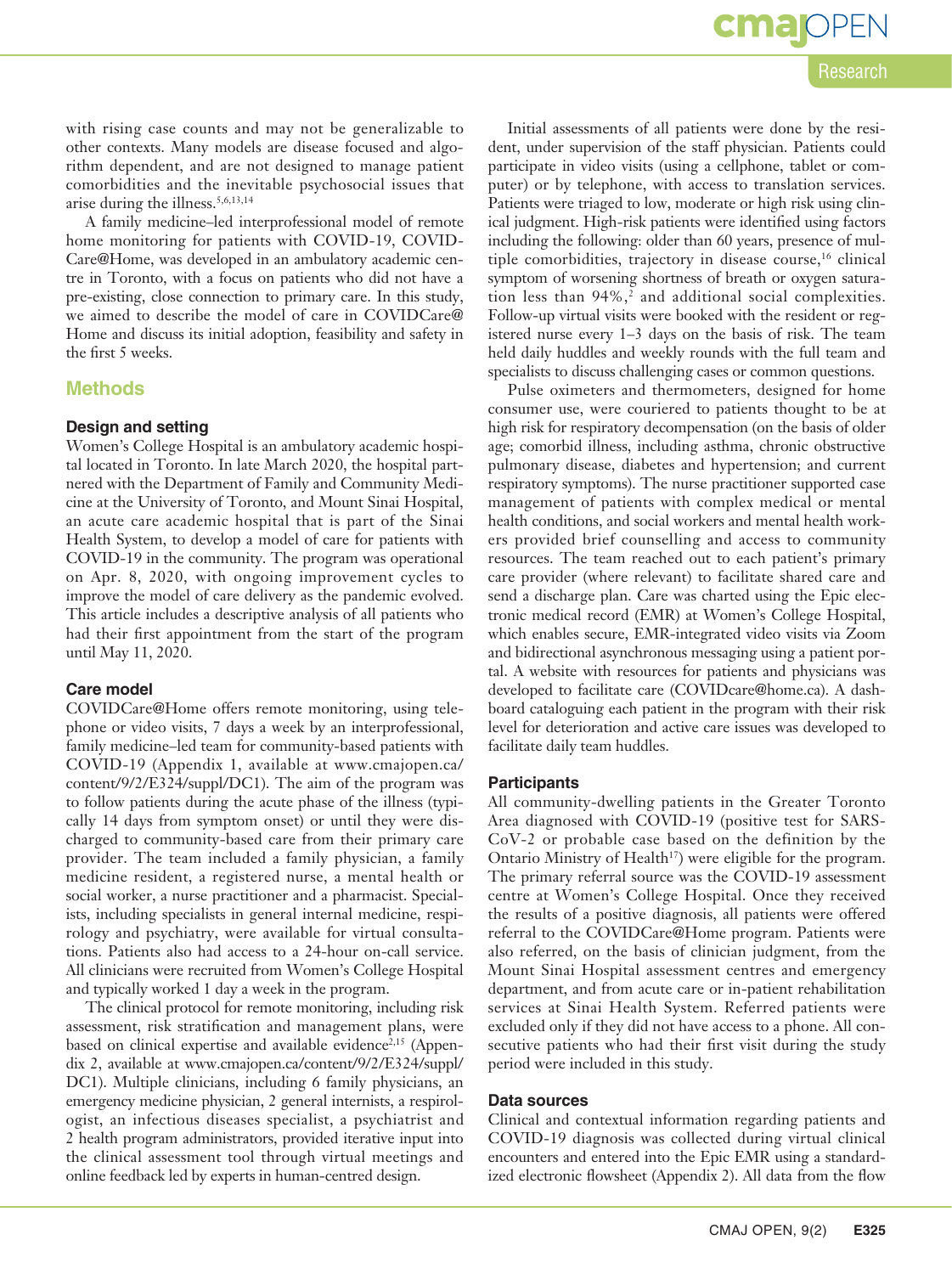with rising case counts and may not be generalizable to other contexts. Many models are disease focused and algorithm dependent, and are not designed to manage patient comorbidities and the inevitable psychosocial issues that arise during the illness.[5,6,13,14]

A family medicine–led interprofessional model of remote home monitoring for patients with COVID-19, COVIDCare@Home, was developed in an ambulatory academic centre in Toronto, with a focus on patients who did not have a pre-existing, close connection to primary care. In this study, we aimed to describe the model of care in COVIDCare@Home and discuss its initial adoption, feasibility and safety in the first 5 weeks.

## Methods

### Design and setting

Women's College Hospital is an ambulatory academic hospital located in Toronto. In late March 2020, the hospital partnered with the Department of Family and Community Medicine at the University of Toronto, and Mount Sinai Hospital, an acute care academic hospital that is part of the Sinai Health System, to develop a model of care for patients with COVID-19 in the community. The program was operational on Apr. 8, 2020, with ongoing improvement cycles to improve the model of care delivery as the pandemic evolved. This article includes a descriptive analysis of all patients who had their first appointment from the start of the program until May 11, 2020.

### Care model

COVIDCare@Home offers remote monitoring, using telephone or video visits, 7 days a week by an interprofessional, family medicine–led team for community-based patients with COVID-19 (Appendix 1, available at www.cmajopen.ca/content/9/2/E324/suppl/DC1). The aim of the program was to follow patients during the acute phase of the illness (typically 14 days from symptom onset) or until they were discharged to community-based care from their primary care provider. The team included a family physician, a family medicine resident, a registered nurse, a mental health or social worker, a nurse practitioner and a pharmacist. Specialists, including specialists in general internal medicine, respirology and psychiatry, were available for virtual consultations. Patients also had access to a 24-hour on-call service. All clinicians were recruited from Women's College Hospital and typically worked 1 day a week in the program.

The clinical protocol for remote monitoring, including risk assessment, risk stratification and management plans, were based on clinical expertise and available evidence[2,15] (Appendix 2, available at www.cmajopen.ca/content/9/2/E324/suppl/DC1). Multiple clinicians, including 6 family physicians, an emergency medicine physician, 2 general internists, a respirologist, an infectious diseases specialist, a psychiatrist and 2 health program administrators, provided iterative input into the clinical assessment tool through virtual meetings and online feedback led by experts in human-centred design.

Initial assessments of all patients were done by the resident, under supervision of the staff physician. Patients could participate in video visits (using a cellphone, tablet or computer) or by telephone, with access to translation services. Patients were triaged to low, moderate or high risk using clinical judgment. High-risk patients were identified using factors including the following: older than 60 years, presence of multiple comorbidities, trajectory in disease course,[16] clinical symptom of worsening shortness of breath or oxygen saturation less than 94%,[2] and additional social complexities. Follow-up virtual visits were booked with the resident or registered nurse every 1–3 days on the basis of risk. The team held daily huddles and weekly rounds with the full team and specialists to discuss challenging cases or common questions.

Pulse oximeters and thermometers, designed for home consumer use, were couriered to patients thought to be at high risk for respiratory decompensation (on the basis of older age; comorbid illness, including asthma, chronic obstructive pulmonary disease, diabetes and hypertension; and current respiratory symptoms). The nurse practitioner supported case management of patients with complex medical or mental health conditions, and social workers and mental health workers provided brief counselling and access to community resources. The team reached out to each patient's primary care provider (where relevant) to facilitate shared care and send a discharge plan. Care was charted using the Epic electronic medical record (EMR) at Women's College Hospital, which enables secure, EMR-integrated video visits via Zoom and bidirectional asynchronous messaging using a patient portal. A website with resources for patients and physicians was developed to facilitate care (COVIDcare@home.ca). A dashboard cataloguing each patient in the program with their risk level for deterioration and active care issues was developed to facilitate daily team huddles.

### Participants

All community-dwelling patients in the Greater Toronto Area diagnosed with COVID-19 (positive test for SARS-CoV-2 or probable case based on the definition by the Ontario Ministry of Health[17]) were eligible for the program. The primary referral source was the COVID-19 assessment centre at Women's College Hospital. Once they received the results of a positive diagnosis, all patients were offered referral to the COVIDCare@Home program. Patients were also referred, on the basis of clinician judgment, from the Mount Sinai Hospital assessment centres and emergency department, and from acute care or in-patient rehabilitation services at Sinai Health System. Referred patients were excluded only if they did not have access to a phone. All consecutive patients who had their first visit during the study period were included in this study.

### Data sources

Clinical and contextual information regarding patients and COVID-19 diagnosis was collected during virtual clinical encounters and entered into the Epic EMR using a standardized electronic flowsheet (Appendix 2). All data from the flow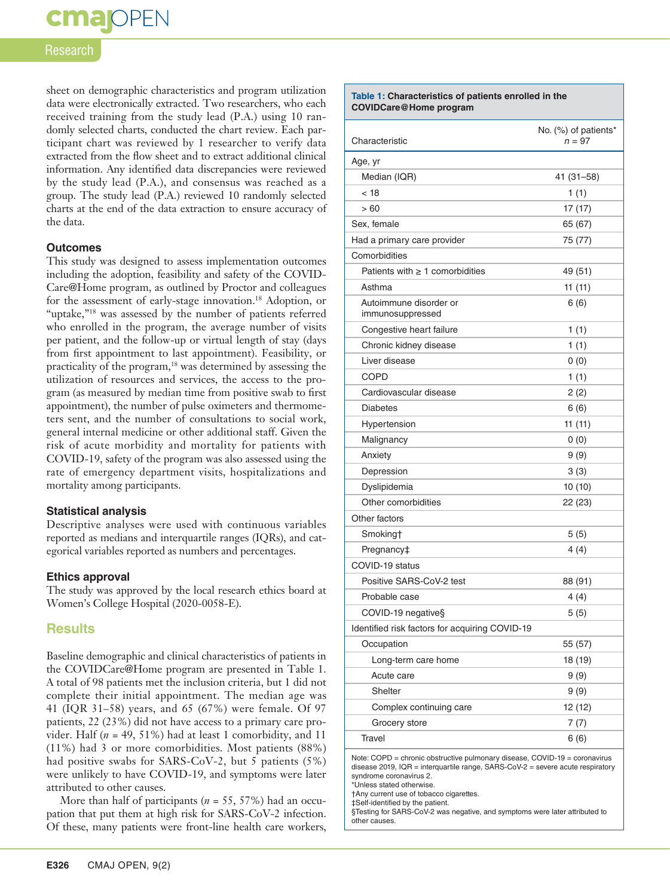sheet on demographic characteristics and program utilization data were electronically extracted. Two researchers, who each received training from the study lead (P.A.) using 10 randomly selected charts, conducted the chart review. Each participant chart was reviewed by 1 researcher to verify data extracted from the flow sheet and to extract additional clinical information. Any identified data discrepancies were reviewed by the study lead (P.A.), and consensus was reached as a group. The study lead (P.A.) reviewed 10 randomly selected charts at the end of the data extraction to ensure accuracy of the data.

### Outcomes

This study was designed to assess implementation outcomes including the adoption, feasibility and safety of the COVIDCare@Home program, as outlined by Proctor and colleagues for the assessment of early-stage innovation.[18] Adoption, or "uptake,"[18] was assessed by the number of patients referred who enrolled in the program, the average number of visits per patient, and the follow-up or virtual length of stay (days from first appointment to last appointment). Feasibility, or practicality of the program,[18] was determined by assessing the utilization of resources and services, the access to the program (as measured by median time from positive swab to first appointment), the number of pulse oximeters and thermometers sent, and the number of consultations to social work, general internal medicine or other additional staff. Given the risk of acute morbidity and mortality for patients with COVID-19, safety of the program was also assessed using the rate of emergency department visits, hospitalizations and mortality among participants.

### Statistical analysis

Descriptive analyses were used with continuous variables reported as medians and interquartile ranges (IQRs), and categorical variables reported as numbers and percentages.

### Ethics approval

The study was approved by the local research ethics board at Women's College Hospital (2020-0058-E).

## Results

Baseline demographic and clinical characteristics of patients in the COVIDCare@Home program are presented in Table 1. A total of 98 patients met the inclusion criteria, but 1 did not complete their initial appointment. The median age was 41 (IQR 31–58) years, and 65 (67%) were female. Of 97 patients, 22 (23%) did not have access to a primary care provider. Half ($n$ = 49, 51%) had at least 1 comorbidity, and 11 (11%) had 3 or more comorbidities. Most patients (88%) had positive swabs for SARS-CoV-2, but 5 patients (5%) were unlikely to have COVID-19, and symptoms were later attributed to other causes.

More than half of participants ($n$ = 55, 57%) had an occupation that put them at high risk for SARS-CoV-2 infection. Of these, many patients were front-line health care workers,

**Table 1: Characteristics of patients enrolled in the COVIDCare@Home program**

| Characteristic | No. (%) of patients* $n$ = 97 |
|---|---|
| Age, yr | |
| Median (IQR) | 41 (31–58) |
| < 18 | 1 (1) |
| > 60 | 17 (17) |
| Sex, female | 65 (67) |
| Had a primary care provider | 75 (77) |
| Comorbidities | |
| Patients with ≥ 1 comorbidities | 49 (51) |
| Asthma | 11 (11) |
| Autoimmune disorder or immunosuppressed | 6 (6) |
| Congestive heart failure | 1 (1) |
| Chronic kidney disease | 1 (1) |
| Liver disease | 0 (0) |
| COPD | 1 (1) |
| Cardiovascular disease | 2 (2) |
| Diabetes | 6 (6) |
| Hypertension | 11 (11) |
| Malignancy | 0 (0) |
| Anxiety | 9 (9) |
| Depression | 3 (3) |
| Dyslipidemia | 10 (10) |
| Other comorbidities | 22 (23) |
| Other factors | |
| Smoking† | 5 (5) |
| Pregnancy‡ | 4 (4) |
| COVID-19 status | |
| Positive SARS-CoV-2 test | 88 (91) |
| Probable case | 4 (4) |
| COVID-19 negative§ | 5 (5) |
| Identified risk factors for acquiring COVID-19 | |
| Occupation | 55 (57) |
| Long-term care home | 18 (19) |
| Acute care | 9 (9) |
| Shelter | 9 (9) |
| Complex continuing care | 12 (12) |
| Grocery store | 7 (7) |
| Travel | 6 (6) |

Note: COPD = chronic obstructive pulmonary disease, COVID-19 = coronavirus disease 2019, IQR = interquartile range, SARS-CoV-2 = severe acute respiratory syndrome coronavirus 2.
*Unless stated otherwise.
†Any current use of tobacco cigarettes.
‡Self-identified by the patient.
§Testing for SARS-CoV-2 was negative, and symptoms were later attributed to other causes.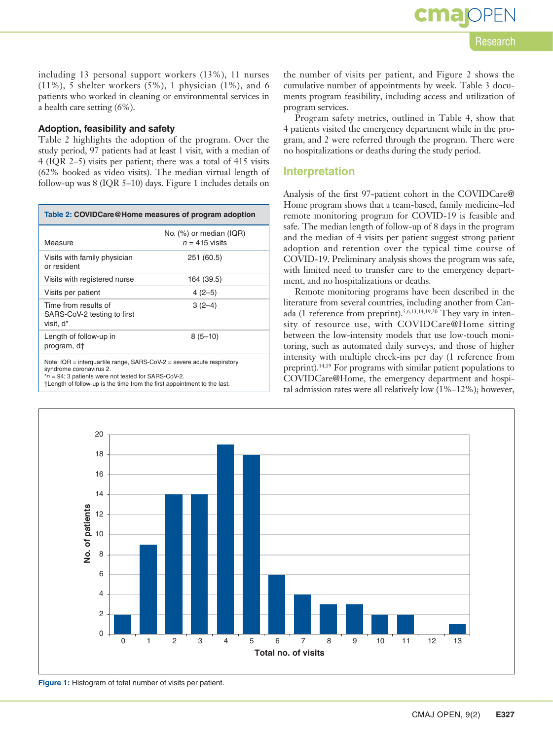including 13 personal support workers (13%), 11 nurses (11%), 5 shelter workers (5%), 1 physician (1%), and 6 patients who worked in cleaning or environmental services in a health care setting (6%).

### Adoption, feasibility and safety

Table 2 highlights the adoption of the program. Over the study period, 97 patients had at least 1 visit, with a median of 4 (IQR 2–5) visits per patient; there was a total of 415 visits (62% booked as video visits). The median virtual length of follow-up was 8 (IQR 5–10) days. Figure 1 includes details on the number of visits per patient, and Figure 2 shows the cumulative number of appointments by week. Table 3 documents program feasibility, including access and utilization of program services.

**Table 2: COVIDCare@Home measures of program adoption**

| Measure | No. (%) or median (IQR) *n* = 415 visits |
|---|---|
| Visits with family physician or resident | 251 (60.5) |
| Visits with registered nurse | 164 (39.5) |
| Visits per patient | 4 (2–5) |
| Time from results of SARS-CoV-2 testing to first visit, d* | 3 (2–4) |
| Length of follow-up in program, d† | 8 (5–10) |

Note: IQR = interquartile range, SARS-CoV-2 = severe acute respiratory syndrome coronavirus 2.
**n* = 94; 3 patients were not tested for SARS-CoV-2.
†Length of follow-up is the time from the first appointment to the last.

Program safety metrics, outlined in Table 4, show that 4 patients visited the emergency department while in the program, and 2 were referred through the program. There were no hospitalizations or deaths during the study period.

## Interpretation

Analysis of the first 97-patient cohort in the COVIDCare@Home program shows that a team-based, family medicine–led remote monitoring program for COVID-19 is feasible and safe. The median length of follow-up of 8 days in the program and the median of 4 visits per patient suggest strong patient adoption and retention over the typical time course of COVID-19. Preliminary analysis shows the program was safe, with limited need to transfer care to the emergency department, and no hospitalizations or deaths.

Remote monitoring programs have been described in the literature from several countries, including another from Canada (1 reference from preprint).[5,6,13,14,19,20] They vary in intensity of resource use, with COVIDCare@Home sitting between the low-intensity models that use low-touch monitoring, such as automated daily surveys, and those of higher intensity with multiple check-ins per day (1 reference from preprint).[14,19] For programs with similar patient populations to COVIDCare@Home, the emergency department and hospital admission rates were all relatively low (1%–12%); however,

| Total no. of visits | No. of patients |
|---|---|
| 0 | 2 |
| 1 | 9 |
| 2 | 14 |
| 3 | 14 |
| 4 | 19 |
| 5 | 18 |
| 6 | 6 |
| 7 | 4 |
| 8 | 3 |
| 9 | 3 |
| 10 | 2 |
| 11 | 2 |
| 12 | 0 |
| 13 | 1 |

**Figure 1:** Histogram of total number of visits per patient.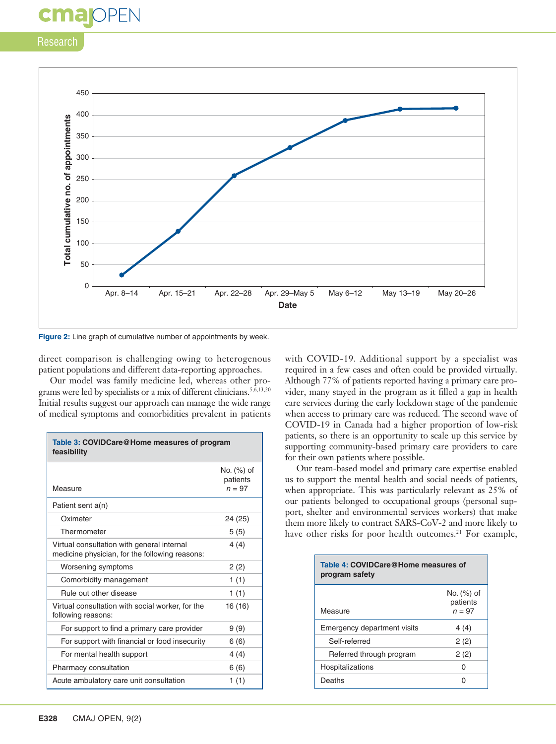Figure 2: Line graph of cumulative number of appointments by week.

direct comparison is challenging owing to heterogenous patient populations and different data-reporting approaches.

Our model was family medicine led, whereas other programs were led by specialists or a mix of different clinicians.[5,6,13,20] Initial results suggest our approach can manage the wide range of medical symptoms and comorbidities prevalent in patients with COVID-19. Additional support by a specialist was required in a few cases and often could be provided virtually. Although 77% of patients reported having a primary care provider, many stayed in the program as it filled a gap in health care services during the early lockdown stage of the pandemic when access to primary care was reduced. The second wave of COVID-19 in Canada had a higher proportion of low-risk patients, so there is an opportunity to scale up this service by supporting community-based primary care providers to care for their own patients where possible.

Our team-based model and primary care expertise enabled us to support the mental health and social needs of patients, when appropriate. This was particularly relevant as 25% of our patients belonged to occupational groups (personal support, shelter and environmental services workers) that make them more likely to contract SARS-CoV-2 and more likely to have other risks for poor health outcomes.[21] For example,

**Table 3: COVIDCare@Home measures of program feasibility**

| Measure | No. (%) of patients $n$ = 97 |
|---|---|
| Patient sent a(n) | |
| Oximeter | 24 (25) |
| Thermometer | 5 (5) |
| Virtual consultation with general internal medicine physician, for the following reasons: | 4 (4) |
| Worsening symptoms | 2 (2) |
| Comorbidity management | 1 (1) |
| Rule out other disease | 1 (1) |
| Virtual consultation with social worker, for the following reasons: | 16 (16) |
| For support to find a primary care provider | 9 (9) |
| For support with financial or food insecurity | 6 (6) |
| For mental health support | 4 (4) |
| Pharmacy consultation | 6 (6) |
| Acute ambulatory care unit consultation | 1 (1) |

**Table 4: COVIDCare@Home measures of program safety**

| Measure | No. (%) of patients $n$ = 97 |
|---|---|
| Emergency department visits | 4 (4) |
| Self-referred | 2 (2) |
| Referred through program | 2 (2) |
| Hospitalizations | 0 |
| Deaths | 0 |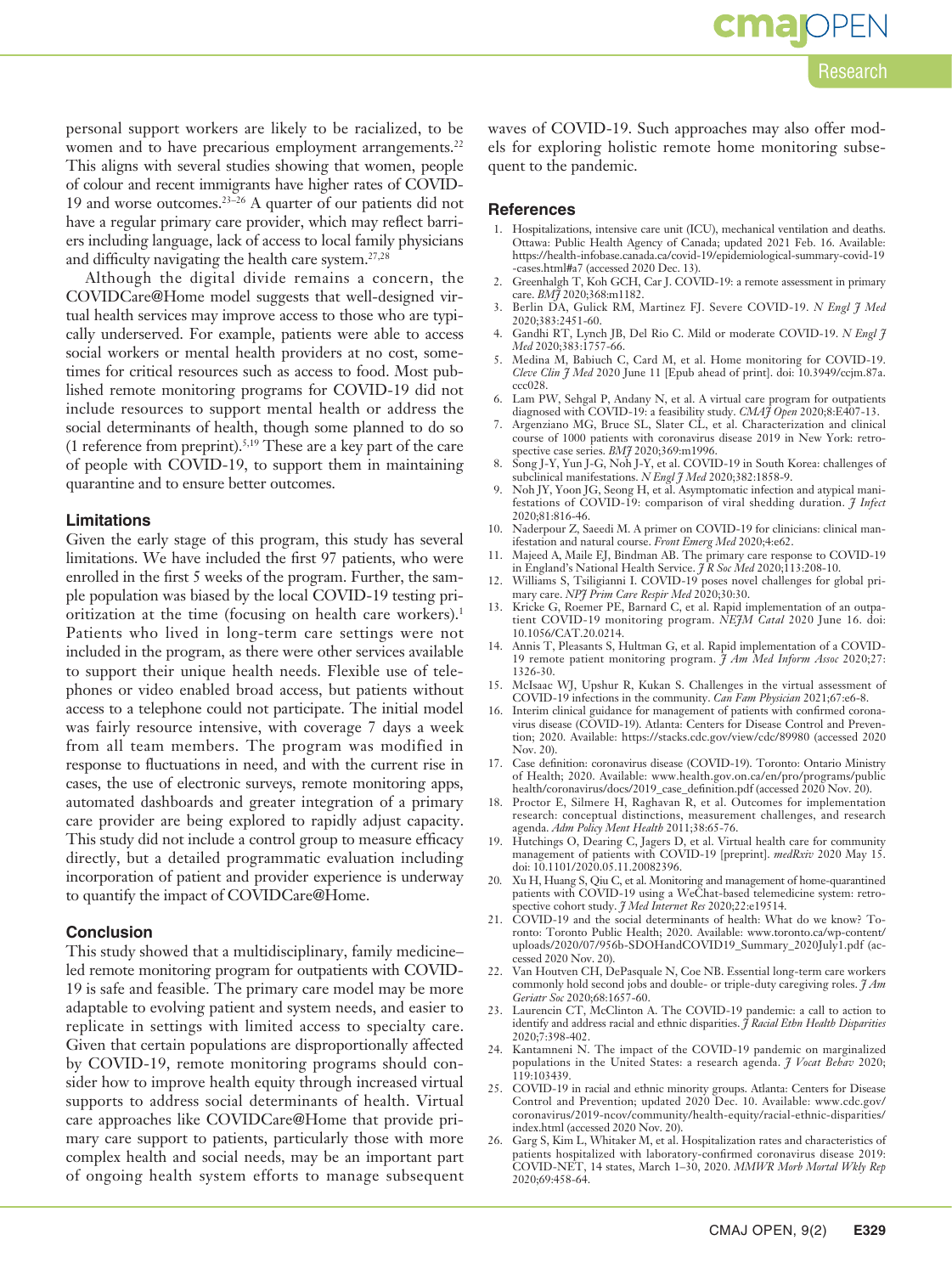personal support workers are likely to be racialized, to be women and to have precarious employment arrangements.[22] This aligns with several studies showing that women, people of colour and recent immigrants have higher rates of COVID-19 and worse outcomes.[23–26] A quarter of our patients did not have a regular primary care provider, which may reflect barriers including language, lack of access to local family physicians and difficulty navigating the health care system.[27,28]

Although the digital divide remains a concern, the COVIDCare@Home model suggests that well-designed virtual health services may improve access to those who are typically underserved. For example, patients were able to access social workers or mental health providers at no cost, sometimes for critical resources such as access to food. Most published remote monitoring programs for COVID-19 did not include resources to support mental health or address the social determinants of health, though some planned to do so (1 reference from preprint).[5,19] These are a key part of the care of people with COVID-19, to support them in maintaining quarantine and to ensure better outcomes.

### Limitations

Given the early stage of this program, this study has several limitations. We have included the first 97 patients, who were enrolled in the first 5 weeks of the program. Further, the sample population was biased by the local COVID-19 testing prioritization at the time (focusing on health care workers).[1] Patients who lived in long-term care settings were not included in the program, as there were other services available to support their unique health needs. Flexible use of telephones or video enabled broad access, but patients without access to a telephone could not participate. The initial model was fairly resource intensive, with coverage 7 days a week from all team members. The program was modified in response to fluctuations in need, and with the current rise in cases, the use of electronic surveys, remote monitoring apps, automated dashboards and greater integration of a primary care provider are being explored to rapidly adjust capacity. This study did not include a control group to measure efficacy directly, but a detailed programmatic evaluation including incorporation of patient and provider experience is underway to quantify the impact of COVIDCare@Home.

### Conclusion

This study showed that a multidisciplinary, family medicine–led remote monitoring program for outpatients with COVID-19 is safe and feasible. The primary care model may be more adaptable to evolving patient and system needs, and easier to replicate in settings with limited access to specialty care. Given that certain populations are disproportionally affected by COVID-19, remote monitoring programs should consider how to improve health equity through increased virtual supports to address social determinants of health. Virtual care approaches like COVIDCare@Home that provide primary care support to patients, particularly those with more complex health and social needs, may be an important part of ongoing health system efforts to manage subsequent waves of COVID-19. Such approaches may also offer models for exploring holistic remote home monitoring subsequent to the pandemic.

### References

1. Hospitalizations, intensive care unit (ICU), mechanical ventilation and deaths. Ottawa: Public Health Agency of Canada; updated 2021 Feb. 16. Available: https://health-infobase.canada.ca/covid-19/epidemiological-summary-covid-19-cases.html#a7 (accessed 2020 Dec. 13).
2. Greenhalgh T, Koh GCH, Car J. COVID-19: a remote assessment in primary care. *BMJ* 2020;368:m1182.
3. Berlin DA, Gulick RM, Martinez FJ. Severe COVID-19. *N Engl J Med* 2020;383:2451-60.
4. Gandhi RT, Lynch JB, Del Rio C. Mild or moderate COVID-19. *N Engl J Med* 2020;383:1757-66.
5. Medina M, Babiuch C, Card M, et al. Home monitoring for COVID-19. *Cleve Clin J Med* 2020 June 11 [Epub ahead of print]. doi: 10.3949/ccjm.87a.ccc028.
6. Lam PW, Sehgal P, Andany N, et al. A virtual care program for outpatients diagnosed with COVID-19: a feasibility study. *CMAJ Open* 2020;8:E407-13.
7. Argenziano MG, Bruce SL, Slater CL, et al. Characterization and clinical course of 1000 patients with coronavirus disease 2019 in New York: retrospective case series. *BMJ* 2020;369:m1996.
8. Song J-Y, Yun J-G, Noh J-Y, et al. COVID-19 in South Korea: challenges of subclinical manifestations. *N Engl J Med* 2020;382:1858-9.
9. Noh JY, Yoon JG, Seong H, et al. Asymptomatic infection and atypical manifestations of COVID-19: comparison of viral shedding duration. *J Infect* 2020;81:816-46.
10. Naderpour Z, Saeedi M. A primer on COVID-19 for clinicians: clinical manifestation and natural course. *Front Emerg Med* 2020;4:e62.
11. Majeed A, Maile EJ, Bindman AB. The primary care response to COVID-19 in England's National Health Service. *J R Soc Med* 2020;113:208-10.
12. Williams S, Tsiligianni I. COVID-19 poses novel challenges for global primary care. *NPJ Prim Care Respir Med* 2020;30:30.
13. Kricke G, Roemer PE, Barnard C, et al. Rapid implementation of an outpatient COVID-19 monitoring program. *NEJM Catal* 2020 June 16. doi: 10.1056/CAT.20.0214.
14. Annis T, Pleasants S, Hultman G, et al. Rapid implementation of a COVID-19 remote patient monitoring program. *J Am Med Inform Assoc* 2020;27:1326-30.
15. McIsaac WJ, Upshur R, Kukan S. Challenges in the virtual assessment of COVID-19 infections in the community. *Can Fam Physician* 2021;67:e6-8.
16. Interim clinical guidance for management of patients with confirmed coronavirus disease (COVID-19). Atlanta: Centers for Disease Control and Prevention; 2020. Available: https://stacks.cdc.gov/view/cdc/89980 (accessed 2020 Nov. 20).
17. Case definition: coronavirus disease (COVID-19). Toronto: Ontario Ministry of Health; 2020. Available: www.health.gov.on.ca/en/pro/programs/publichealth/coronavirus/docs/2019_case_definition.pdf (accessed 2020 Nov. 20).
18. Proctor E, Silmere H, Raghavan R, et al. Outcomes for implementation research: conceptual distinctions, measurement challenges, and research agenda. *Adm Policy Ment Health* 2011;38:65-76.
19. Hutchings O, Dearing C, Jagers D, et al. Virtual health care for community management of patients with COVID-19 [preprint]. *medRxiv* 2020 May 15. doi: 10.1101/2020.05.11.20082396.
20. Xu H, Huang S, Qiu C, et al. Monitoring and management of home-quarantined patients with COVID-19 using a WeChat-based telemedicine system: retrospective cohort study. *J Med Internet Res* 2020;22:e19514.
21. COVID-19 and the social determinants of health: What do we know? Toronto: Toronto Public Health; 2020. Available: www.toronto.ca/wp-content/uploads/2020/07/956b-SDOHandCOVID19_Summary_2020July1.pdf (accessed 2020 Nov. 20).
22. Van Houtven CH, DePasquale N, Coe NB. Essential long-term care workers commonly hold second jobs and double- or triple-duty caregiving roles. *J Am Geriatr Soc* 2020;68:1657-60.
23. Laurencin CT, McClinton A. The COVID-19 pandemic: a call to action to identify and address racial and ethnic disparities. *J Racial Ethn Health Disparities* 2020;7:398-402.
24. Kantamneni N. The impact of the COVID-19 pandemic on marginalized populations in the United States: a research agenda. *J Vocat Behav* 2020;119:103439.
25. COVID-19 in racial and ethnic minority groups. Atlanta: Centers for Disease Control and Prevention; updated 2020 Dec. 10. Available: www.cdc.gov/coronavirus/2019-ncov/community/health-equity/racial-ethnic-disparities/index.html (accessed 2020 Nov. 20).
26. Garg S, Kim L, Whitaker M, et al. Hospitalization rates and characteristics of patients hospitalized with laboratory-confirmed coronavirus disease 2019: COVID-NET, 14 states, March 1–30, 2020. *MMWR Morb Mortal Wkly Rep* 2020;69:458-64.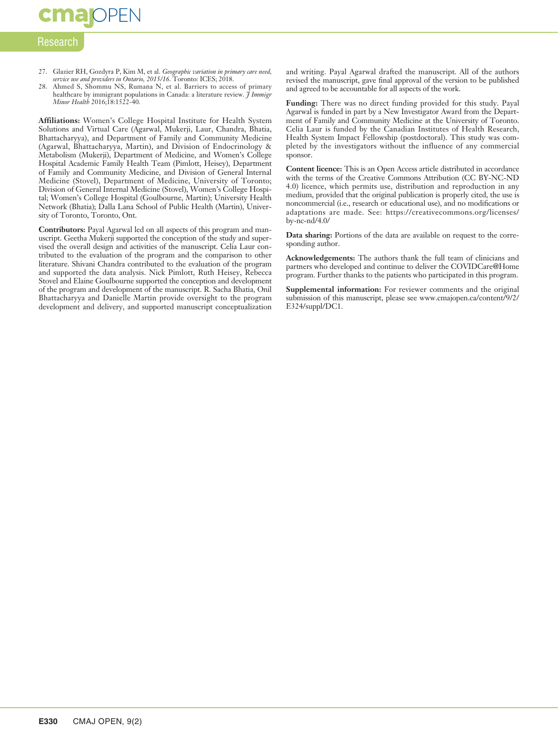27. Glazier RH, Gozdyra P, Kim M, et al. *Geographic variation in primary care need, service use and providers in Ontario, 2015/16*. Toronto: ICES; 2018.
28. Ahmed S, Shommu NS, Rumana N, et al. Barriers to access of primary healthcare by immigrant populations in Canada: a literature review. *J Immigr Minor Health* 2016;18:1522-40.

**Affiliations:** Women's College Hospital Institute for Health System Solutions and Virtual Care (Agarwal, Mukerji, Laur, Chandra, Bhatia, Bhattacharyya), and Department of Family and Community Medicine (Agarwal, Bhattacharyya, Martin), and Division of Endocrinology & Metabolism (Mukerji), Department of Medicine, and Women's College Hospital Academic Family Health Team (Pimlott, Heisey), Department of Family and Community Medicine, and Division of General Internal Medicine (Stovel), Department of Medicine, University of Toronto; Division of General Internal Medicine (Stovel), Women's College Hospital; Women's College Hospital (Goulbourne, Martin); University Health Network (Bhatia); Dalla Lana School of Public Health (Martin), University of Toronto, Toronto, Ont.

**Contributors:** Payal Agarwal led on all aspects of this program and manuscript. Geetha Mukerji supported the conception of the study and supervised the overall design and activities of the manuscript. Celia Laur contributed to the evaluation of the program and the comparison to other literature. Shivani Chandra contributed to the evaluation of the program and supported the data analysis. Nick Pimlott, Ruth Heisey, Rebecca Stovel and Elaine Goulbourne supported the conception and development of the program and development of the manuscript. R. Sacha Bhatia, Onil Bhattacharyya and Danielle Martin provide oversight to the program development and delivery, and supported manuscript conceptualization and writing. Payal Agarwal drafted the manuscript. All of the authors revised the manuscript, gave final approval of the version to be published and agreed to be accountable for all aspects of the work.

**Funding:** There was no direct funding provided for this study. Payal Agarwal is funded in part by a New Investigator Award from the Department of Family and Community Medicine at the University of Toronto. Celia Laur is funded by the Canadian Institutes of Health Research, Health System Impact Fellowship (postdoctoral). This study was completed by the investigators without the influence of any commercial sponsor.

**Content licence:** This is an Open Access article distributed in accordance with the terms of the Creative Commons Attribution (CC BY-NC-ND 4.0) licence, which permits use, distribution and reproduction in any medium, provided that the original publication is properly cited, the use is noncommercial (i.e., research or educational use), and no modifications or adaptations are made. See: https://creativecommons.org/licenses/by-nc-nd/4.0/

**Data sharing:** Portions of the data are available on request to the corresponding author.

**Acknowledgements:** The authors thank the full team of clinicians and partners who developed and continue to deliver the COVIDCare@Home program. Further thanks to the patients who participated in this program.

**Supplemental information:** For reviewer comments and the original submission of this manuscript, please see www.cmajopen.ca/content/9/2/E324/suppl/DC1.